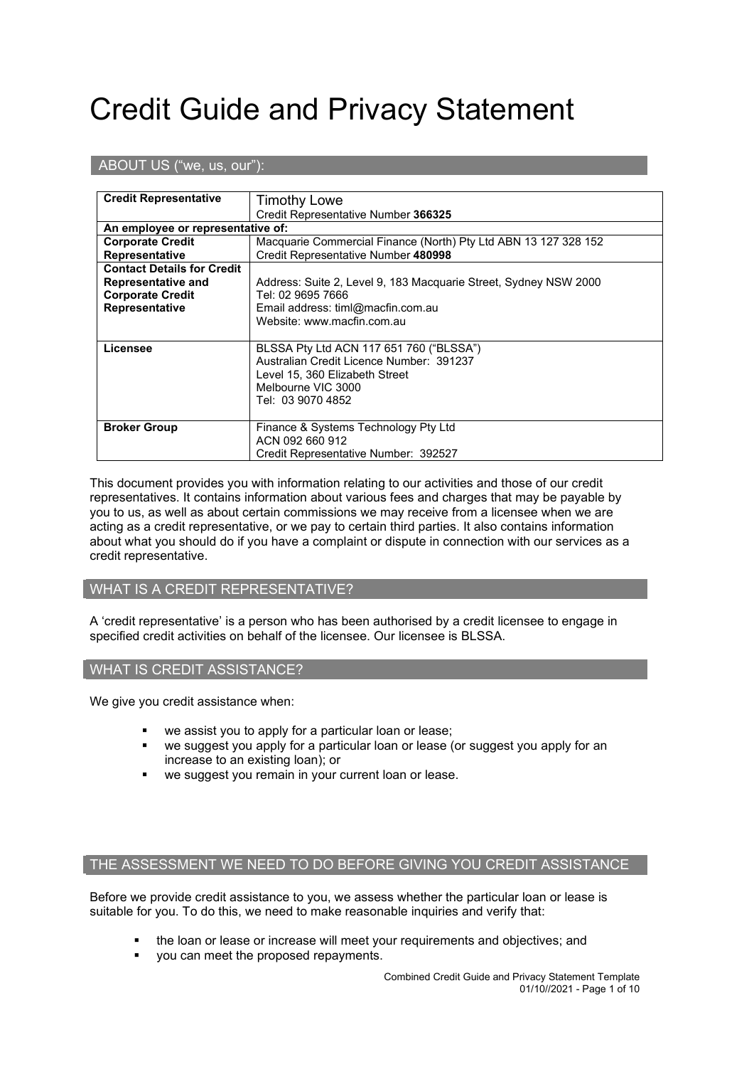# Credit Guide and Privacy Statement

## ABOUT US ("we, us, our"):

| **Credit Representative** | Timothy Lowe<br>Credit Representative Number **366325** |
|---|---|
| **An employee or representative of:** | |
| **Corporate Credit Representative** | Macquarie Commercial Finance (North) Pty Ltd ABN 13 127 328 152<br>Credit Representative Number **480998** |
| **Contact Details for Credit Representative and Corporate Credit Representative** | Address: Suite 2, Level 9, 183 Macquarie Street, Sydney NSW 2000<br>Tel: 02 9695 7666<br>Email address: timl@macfin.com.au<br>Website: www.macfin.com.au |
| **Licensee** | BLSSA Pty Ltd ACN 117 651 760 ("BLSSA")<br>Australian Credit Licence Number: 391237<br>Level 15, 360 Elizabeth Street<br>Melbourne VIC 3000<br>Tel: 03 9070 4852 |
| **Broker Group** | Finance & Systems Technology Pty Ltd<br>ACN 092 660 912<br>Credit Representative Number: 392527 |

This document provides you with information relating to our activities and those of our credit representatives. It contains information about various fees and charges that may be payable by you to us, as well as about certain commissions we may receive from a licensee when we are acting as a credit representative, or we pay to certain third parties. It also contains information about what you should do if you have a complaint or dispute in connection with our services as a credit representative.

## WHAT IS A CREDIT REPRESENTATIVE?

A 'credit representative' is a person who has been authorised by a credit licensee to engage in specified credit activities on behalf of the licensee. Our licensee is BLSSA.

## WHAT IS CREDIT ASSISTANCE?

We give you credit assistance when:

- we assist you to apply for a particular loan or lease;
- we suggest you apply for a particular loan or lease (or suggest you apply for an increase to an existing loan); or
- we suggest you remain in your current loan or lease.

## THE ASSESSMENT WE NEED TO DO BEFORE GIVING YOU CREDIT ASSISTANCE

Before we provide credit assistance to you, we assess whether the particular loan or lease is suitable for you. To do this, we need to make reasonable inquiries and verify that:

- the loan or lease or increase will meet your requirements and objectives; and
- you can meet the proposed repayments.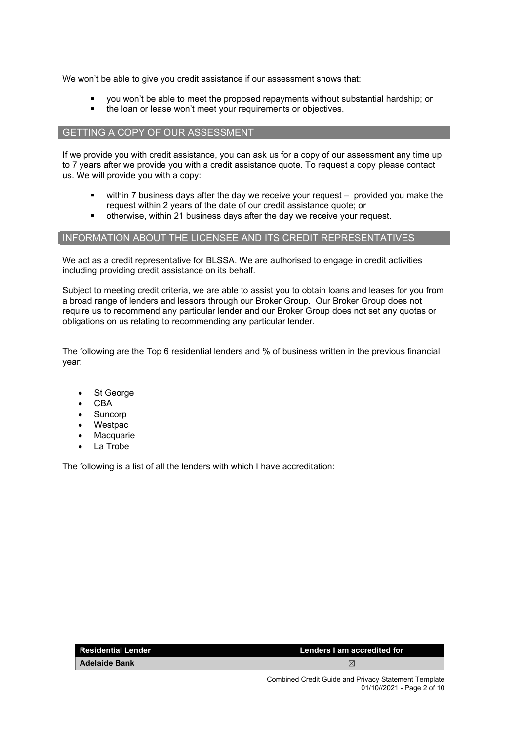We won't be able to give you credit assistance if our assessment shows that:

- you won't be able to meet the proposed repayments without substantial hardship; or
- the loan or lease won't meet your requirements or objectives.

## GETTING A COPY OF OUR ASSESSMENT

If we provide you with credit assistance, you can ask us for a copy of our assessment any time up to 7 years after we provide you with a credit assistance quote. To request a copy please contact us. We will provide you with a copy:

- within 7 business days after the day we receive your request – provided you make the request within 2 years of the date of our credit assistance quote; or
- otherwise, within 21 business days after the day we receive your request.

## INFORMATION ABOUT THE LICENSEE AND ITS CREDIT REPRESENTATIVES

We act as a credit representative for BLSSA. We are authorised to engage in credit activities including providing credit assistance on its behalf.

Subject to meeting credit criteria, we are able to assist you to obtain loans and leases for you from a broad range of lenders and lessors through our Broker Group. Our Broker Group does not require us to recommend any particular lender and our Broker Group does not set any quotas or obligations on us relating to recommending any particular lender.

The following are the Top 6 residential lenders and % of business written in the previous financial year:

- St George
- CBA
- Suncorp
- Westpac
- Macquarie
- La Trobe

The following is a list of all the lenders with which I have accreditation:

| Residential Lender | Lenders I am accredited for |
|---|---|
| **Adelaide Bank** | ☒ |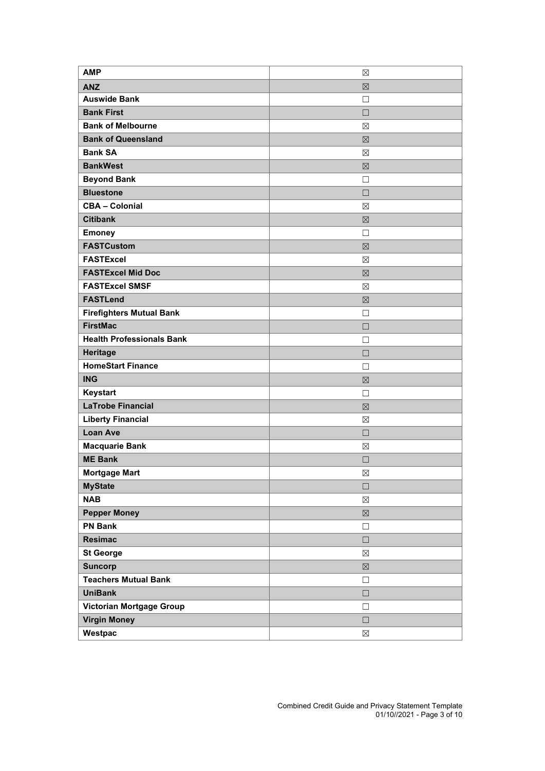| **AMP** | ☒ |
|---|---|
| **ANZ** | ☒ |
| **Auswide Bank** | ☐ |
| **Bank First** | ☐ |
| **Bank of Melbourne** | ☒ |
| **Bank of Queensland** | ☒ |
| **Bank SA** | ☒ |
| **BankWest** | ☒ |
| **Beyond Bank** | ☐ |
| **Bluestone** | ☐ |
| **CBA – Colonial** | ☒ |
| **Citibank** | ☒ |
| **Emoney** | ☐ |
| **FASTCustom** | ☒ |
| **FASTExcel** | ☒ |
| **FASTExcel Mid Doc** | ☒ |
| **FASTExcel SMSF** | ☒ |
| **FASTLend** | ☒ |
| **Firefighters Mutual Bank** | ☐ |
| **FirstMac** | ☐ |
| **Health Professionals Bank** | ☐ |
| **Heritage** | ☐ |
| **HomeStart Finance** | ☐ |
| **ING** | ☒ |
| **Keystart** | ☐ |
| **LaTrobe Financial** | ☒ |
| **Liberty Financial** | ☒ |
| **Loan Ave** | ☐ |
| **Macquarie Bank** | ☒ |
| **ME Bank** | ☐ |
| **Mortgage Mart** | ☒ |
| **MyState** | ☐ |
| **NAB** | ☒ |
| **Pepper Money** | ☒ |
| **PN Bank** | ☐ |
| **Resimac** | ☐ |
| **St George** | ☒ |
| **Suncorp** | ☒ |
| **Teachers Mutual Bank** | ☐ |
| **UniBank** | ☐ |
| **Victorian Mortgage Group** | ☐ |
| **Virgin Money** | ☐ |
| **Westpac** | ☒ |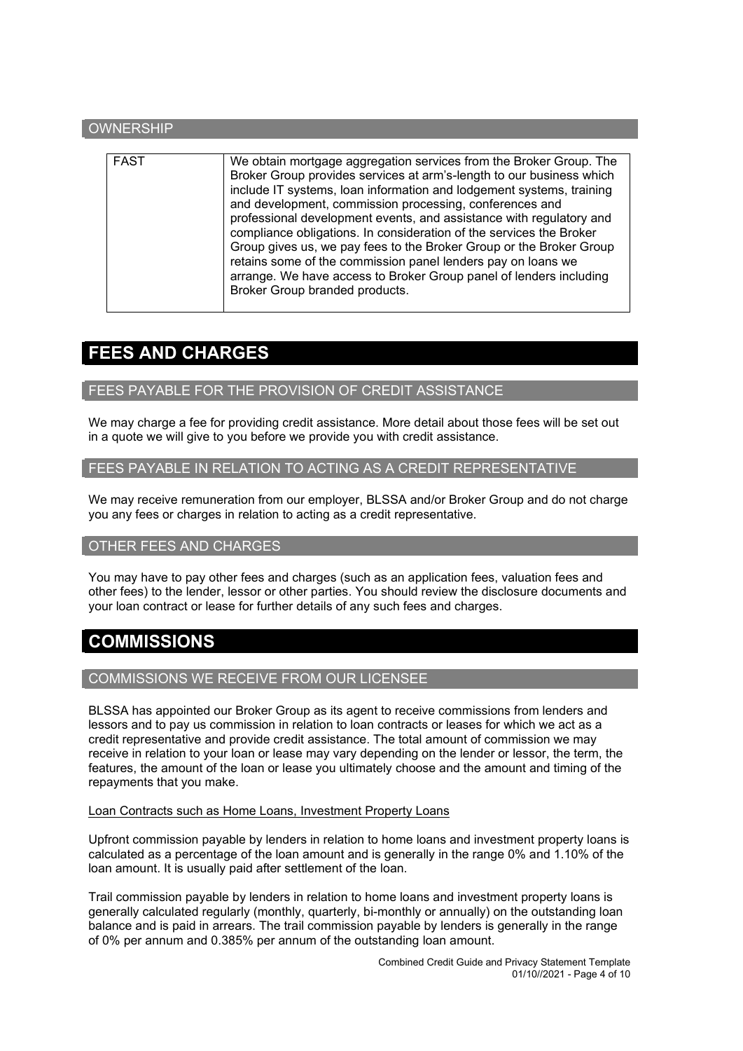### OWNERSHIP

| FAST | We obtain mortgage aggregation services from the Broker Group. The Broker Group provides services at arm's-length to our business which include IT systems, loan information and lodgement systems, training and development, commission processing, conferences and professional development events, and assistance with regulatory and compliance obligations. In consideration of the services the Broker Group gives us, we pay fees to the Broker Group or the Broker Group retains some of the commission panel lenders pay on loans we arrange. We have access to Broker Group panel of lenders including Broker Group branded products. |
|---|---|

## FEES AND CHARGES

### FEES PAYABLE FOR THE PROVISION OF CREDIT ASSISTANCE

We may charge a fee for providing credit assistance. More detail about those fees will be set out in a quote we will give to you before we provide you with credit assistance.

### FEES PAYABLE IN RELATION TO ACTING AS A CREDIT REPRESENTATIVE

We may receive remuneration from our employer, BLSSA and/or Broker Group and do not charge you any fees or charges in relation to acting as a credit representative.

### OTHER FEES AND CHARGES

You may have to pay other fees and charges (such as an application fees, valuation fees and other fees) to the lender, lessor or other parties. You should review the disclosure documents and your loan contract or lease for further details of any such fees and charges.

## COMMISSIONS

### COMMISSIONS WE RECEIVE FROM OUR LICENSEE

BLSSA has appointed our Broker Group as its agent to receive commissions from lenders and lessors and to pay us commission in relation to loan contracts or leases for which we act as a credit representative and provide credit assistance. The total amount of commission we may receive in relation to your loan or lease may vary depending on the lender or lessor, the term, the features, the amount of the loan or lease you ultimately choose and the amount and timing of the repayments that you make.

<u>Loan Contracts such as Home Loans, Investment Property Loans</u>

Upfront commission payable by lenders in relation to home loans and investment property loans is calculated as a percentage of the loan amount and is generally in the range 0% and 1.10% of the loan amount. It is usually paid after settlement of the loan.

Trail commission payable by lenders in relation to home loans and investment property loans is generally calculated regularly (monthly, quarterly, bi-monthly or annually) on the outstanding loan balance and is paid in arrears. The trail commission payable by lenders is generally in the range of 0% per annum and 0.385% per annum of the outstanding loan amount.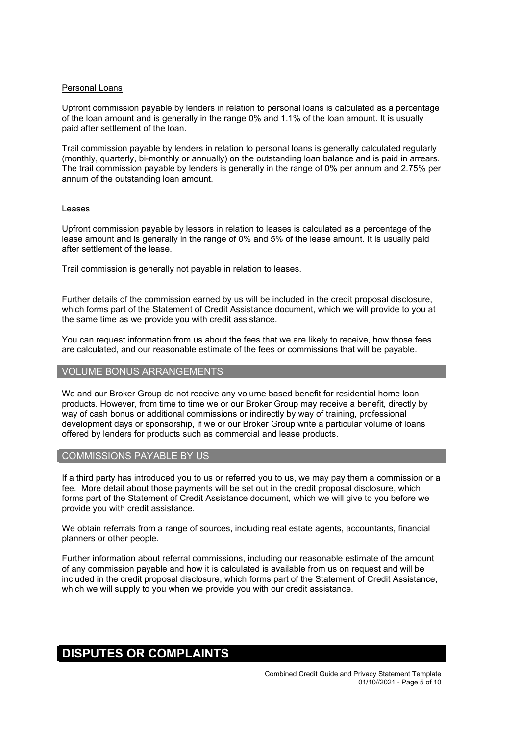### Personal Loans

Upfront commission payable by lenders in relation to personal loans is calculated as a percentage of the loan amount and is generally in the range 0% and 1.1% of the loan amount. It is usually paid after settlement of the loan.

Trail commission payable by lenders in relation to personal loans is generally calculated regularly (monthly, quarterly, bi-monthly or annually) on the outstanding loan balance and is paid in arrears. The trail commission payable by lenders is generally in the range of 0% per annum and 2.75% per annum of the outstanding loan amount.

### Leases

Upfront commission payable by lessors in relation to leases is calculated as a percentage of the lease amount and is generally in the range of 0% and 5% of the lease amount. It is usually paid after settlement of the lease.

Trail commission is generally not payable in relation to leases.

Further details of the commission earned by us will be included in the credit proposal disclosure, which forms part of the Statement of Credit Assistance document, which we will provide to you at the same time as we provide you with credit assistance.

You can request information from us about the fees that we are likely to receive, how those fees are calculated, and our reasonable estimate of the fees or commissions that will be payable.

## VOLUME BONUS ARRANGEMENTS

We and our Broker Group do not receive any volume based benefit for residential home loan products. However, from time to time we or our Broker Group may receive a benefit, directly by way of cash bonus or additional commissions or indirectly by way of training, professional development days or sponsorship, if we or our Broker Group write a particular volume of loans offered by lenders for products such as commercial and lease products.

## COMMISSIONS PAYABLE BY US

If a third party has introduced you to us or referred you to us, we may pay them a commission or a fee. More detail about those payments will be set out in the credit proposal disclosure, which forms part of the Statement of Credit Assistance document, which we will give to you before we provide you with credit assistance.

We obtain referrals from a range of sources, including real estate agents, accountants, financial planners or other people.

Further information about referral commissions, including our reasonable estimate of the amount of any commission payable and how it is calculated is available from us on request and will be included in the credit proposal disclosure, which forms part of the Statement of Credit Assistance, which we will supply to you when we provide you with our credit assistance.

# DISPUTES OR COMPLAINTS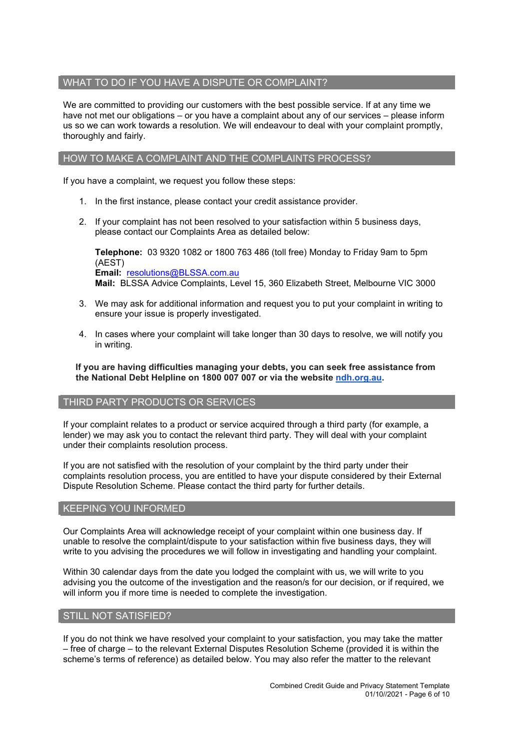## WHAT TO DO IF YOU HAVE A DISPUTE OR COMPLAINT?

We are committed to providing our customers with the best possible service. If at any time we have not met our obligations – or you have a complaint about any of our services – please inform us so we can work towards a resolution. We will endeavour to deal with your complaint promptly, thoroughly and fairly.

## HOW TO MAKE A COMPLAINT AND THE COMPLAINTS PROCESS?

If you have a complaint, we request you follow these steps:

1. In the first instance, please contact your credit assistance provider.
2. If your complaint has not been resolved to your satisfaction within 5 business days, please contact our Complaints Area as detailed below:

   **Telephone:** 03 9320 1082 or 1800 763 486 (toll free) Monday to Friday 9am to 5pm (AEST)
   **Email:** resolutions@BLSSA.com.au
   **Mail:** BLSSA Advice Complaints, Level 15, 360 Elizabeth Street, Melbourne VIC 3000

3. We may ask for additional information and request you to put your complaint in writing to ensure your issue is properly investigated.
4. In cases where your complaint will take longer than 30 days to resolve, we will notify you in writing.

**If you are having difficulties managing your debts, you can seek free assistance from the National Debt Helpline on 1800 007 007 or via the website ndh.org.au.**

## THIRD PARTY PRODUCTS OR SERVICES

If your complaint relates to a product or service acquired through a third party (for example, a lender) we may ask you to contact the relevant third party. They will deal with your complaint under their complaints resolution process.

If you are not satisfied with the resolution of your complaint by the third party under their complaints resolution process, you are entitled to have your dispute considered by their External Dispute Resolution Scheme. Please contact the third party for further details.

## KEEPING YOU INFORMED

Our Complaints Area will acknowledge receipt of your complaint within one business day. If unable to resolve the complaint/dispute to your satisfaction within five business days, they will write to you advising the procedures we will follow in investigating and handling your complaint.

Within 30 calendar days from the date you lodged the complaint with us, we will write to you advising you the outcome of the investigation and the reason/s for our decision, or if required, we will inform you if more time is needed to complete the investigation.

## STILL NOT SATISFIED?

If you do not think we have resolved your complaint to your satisfaction, you may take the matter – free of charge – to the relevant External Disputes Resolution Scheme (provided it is within the scheme's terms of reference) as detailed below. You may also refer the matter to the relevant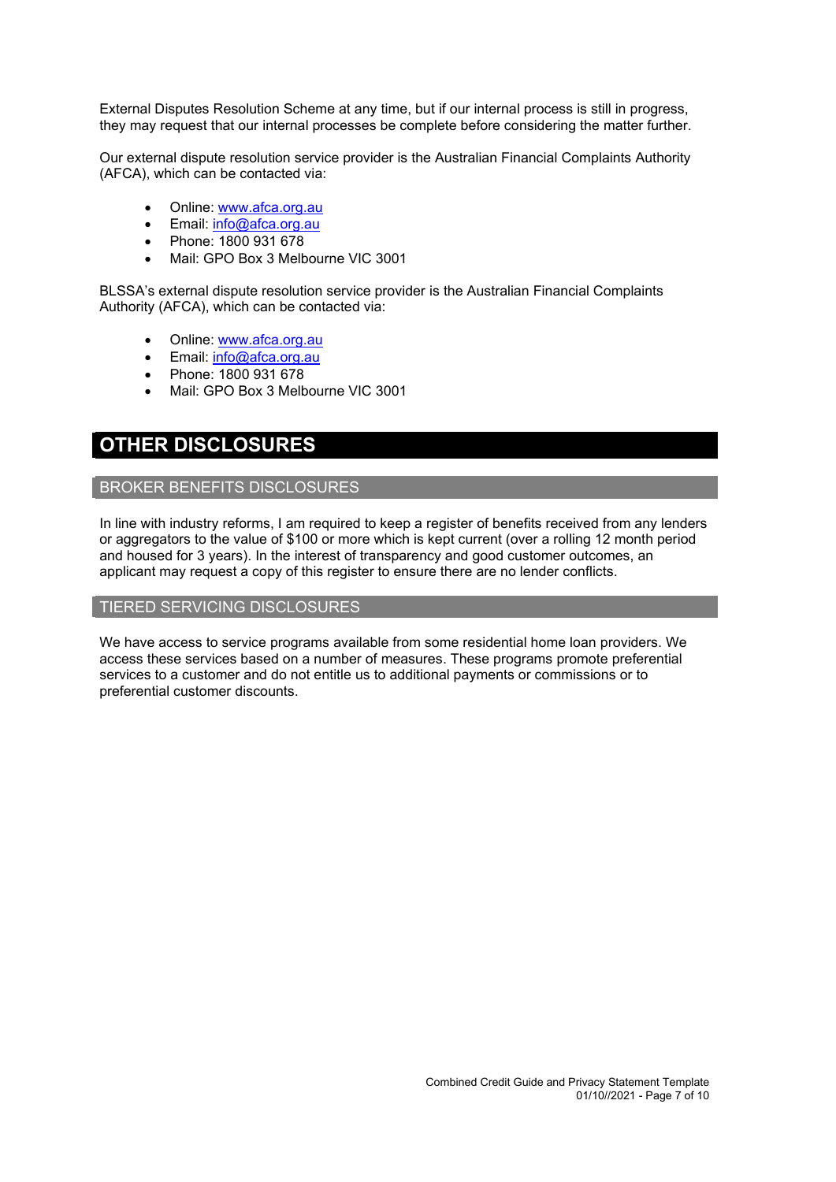External Disputes Resolution Scheme at any time, but if our internal process is still in progress, they may request that our internal processes be complete before considering the matter further.

Our external dispute resolution service provider is the Australian Financial Complaints Authority (AFCA), which can be contacted via:

- Online: www.afca.org.au
- Email: info@afca.org.au
- Phone: 1800 931 678
- Mail: GPO Box 3 Melbourne VIC 3001

BLSSA's external dispute resolution service provider is the Australian Financial Complaints Authority (AFCA), which can be contacted via:

- Online: www.afca.org.au
- Email: info@afca.org.au
- Phone: 1800 931 678
- Mail: GPO Box 3 Melbourne VIC 3001

# OTHER DISCLOSURES

## BROKER BENEFITS DISCLOSURES

In line with industry reforms, I am required to keep a register of benefits received from any lenders or aggregators to the value of $100 or more which is kept current (over a rolling 12 month period and housed for 3 years). In the interest of transparency and good customer outcomes, an applicant may request a copy of this register to ensure there are no lender conflicts.

## TIERED SERVICING DISCLOSURES

We have access to service programs available from some residential home loan providers. We access these services based on a number of measures. These programs promote preferential services to a customer and do not entitle us to additional payments or commissions or to preferential customer discounts.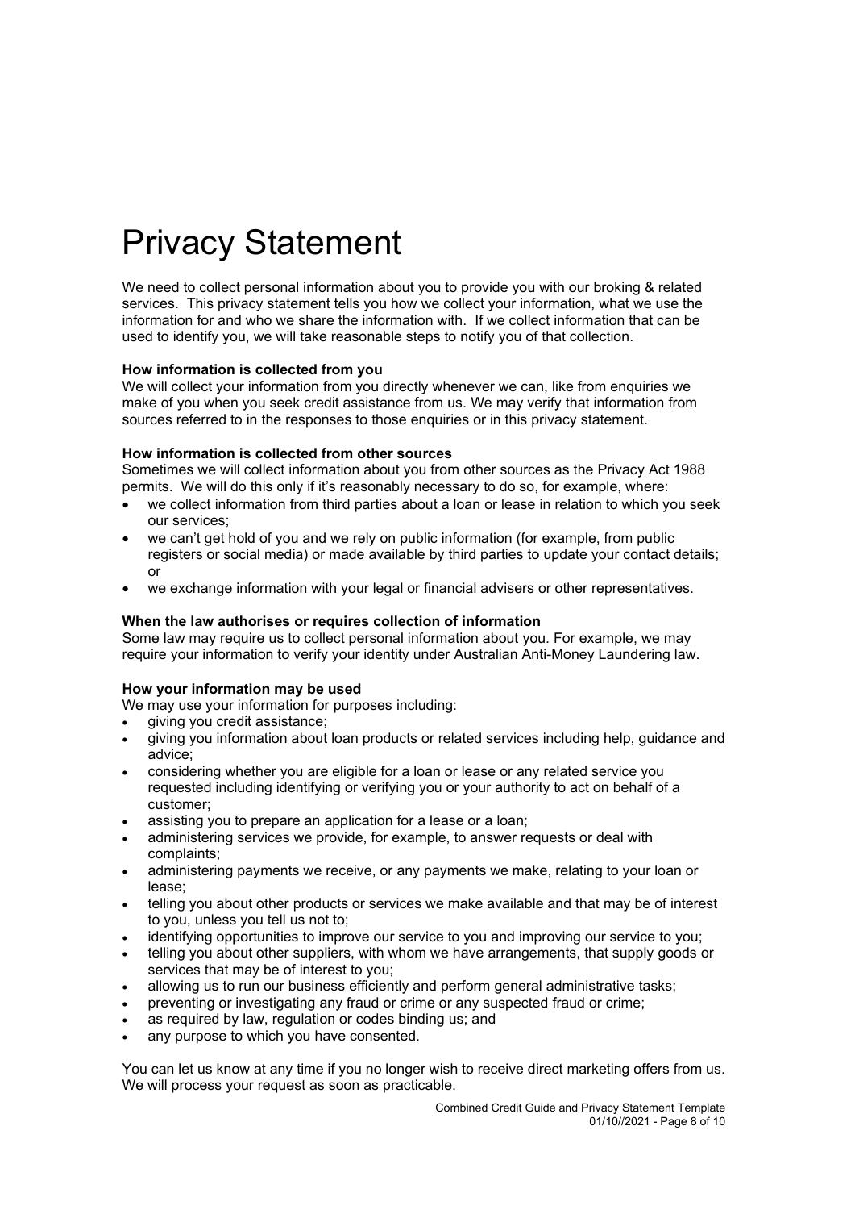# Privacy Statement

We need to collect personal information about you to provide you with our broking & related services. This privacy statement tells you how we collect your information, what we use the information for and who we share the information with. If we collect information that can be used to identify you, we will take reasonable steps to notify you of that collection.

**How information is collected from you**

We will collect your information from you directly whenever we can, like from enquiries we make of you when you seek credit assistance from us. We may verify that information from sources referred to in the responses to those enquiries or in this privacy statement.

**How information is collected from other sources**

Sometimes we will collect information about you from other sources as the Privacy Act 1988 permits. We will do this only if it's reasonably necessary to do so, for example, where:

- we collect information from third parties about a loan or lease in relation to which you seek our services;
- we can't get hold of you and we rely on public information (for example, from public registers or social media) or made available by third parties to update your contact details; or
- we exchange information with your legal or financial advisers or other representatives.

**When the law authorises or requires collection of information**

Some law may require us to collect personal information about you. For example, we may require your information to verify your identity under Australian Anti-Money Laundering law.

**How your information may be used**

We may use your information for purposes including:

- giving you credit assistance;
- giving you information about loan products or related services including help, guidance and advice;
- considering whether you are eligible for a loan or lease or any related service you requested including identifying or verifying you or your authority to act on behalf of a customer;
- assisting you to prepare an application for a lease or a loan;
- administering services we provide, for example, to answer requests or deal with complaints;
- administering payments we receive, or any payments we make, relating to your loan or lease;
- telling you about other products or services we make available and that may be of interest to you, unless you tell us not to;
- identifying opportunities to improve our service to you and improving our service to you;
- telling you about other suppliers, with whom we have arrangements, that supply goods or services that may be of interest to you;
- allowing us to run our business efficiently and perform general administrative tasks;
- preventing or investigating any fraud or crime or any suspected fraud or crime;
- as required by law, regulation or codes binding us; and
- any purpose to which you have consented.

You can let us know at any time if you no longer wish to receive direct marketing offers from us. We will process your request as soon as practicable.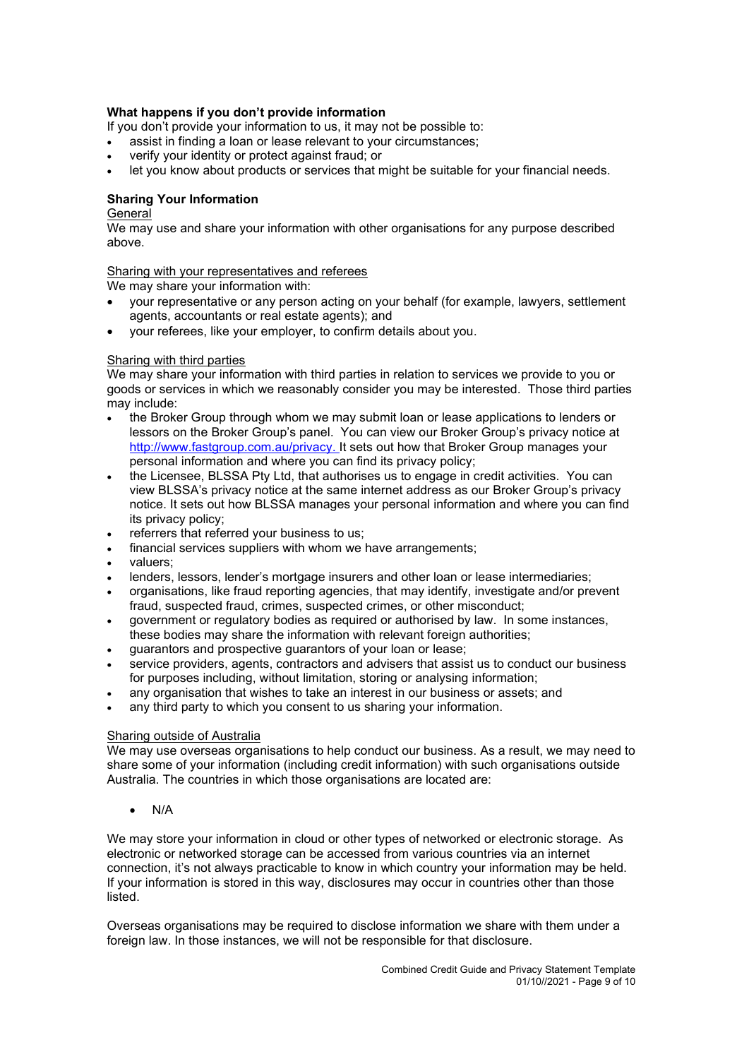**What happens if you don't provide information**

If you don't provide your information to us, it may not be possible to:

- assist in finding a loan or lease relevant to your circumstances;
- verify your identity or protect against fraud; or
- let you know about products or services that might be suitable for your financial needs.

**Sharing Your Information**

General

We may use and share your information with other organisations for any purpose described above.

Sharing with your representatives and referees

We may share your information with:

- your representative or any person acting on your behalf (for example, lawyers, settlement agents, accountants or real estate agents); and
- your referees, like your employer, to confirm details about you.

Sharing with third parties

We may share your information with third parties in relation to services we provide to you or goods or services in which we reasonably consider you may be interested. Those third parties may include:

- the Broker Group through whom we may submit loan or lease applications to lenders or lessors on the Broker Group's panel. You can view our Broker Group's privacy notice at http://www.fastgroup.com.au/privacy. It sets out how that Broker Group manages your personal information and where you can find its privacy policy;
- the Licensee, BLSSA Pty Ltd, that authorises us to engage in credit activities. You can view BLSSA's privacy notice at the same internet address as our Broker Group's privacy notice. It sets out how BLSSA manages your personal information and where you can find its privacy policy;
- referrers that referred your business to us;
- financial services suppliers with whom we have arrangements;
- valuers;
- lenders, lessors, lender's mortgage insurers and other loan or lease intermediaries;
- organisations, like fraud reporting agencies, that may identify, investigate and/or prevent fraud, suspected fraud, crimes, suspected crimes, or other misconduct;
- government or regulatory bodies as required or authorised by law. In some instances, these bodies may share the information with relevant foreign authorities;
- guarantors and prospective guarantors of your loan or lease;
- service providers, agents, contractors and advisers that assist us to conduct our business for purposes including, without limitation, storing or analysing information;
- any organisation that wishes to take an interest in our business or assets; and
- any third party to which you consent to us sharing your information.

Sharing outside of Australia

We may use overseas organisations to help conduct our business. As a result, we may need to share some of your information (including credit information) with such organisations outside Australia. The countries in which those organisations are located are:

- N/A

We may store your information in cloud or other types of networked or electronic storage. As electronic or networked storage can be accessed from various countries via an internet connection, it's not always practicable to know in which country your information may be held. If your information is stored in this way, disclosures may occur in countries other than those listed.

Overseas organisations may be required to disclose information we share with them under a foreign law. In those instances, we will not be responsible for that disclosure.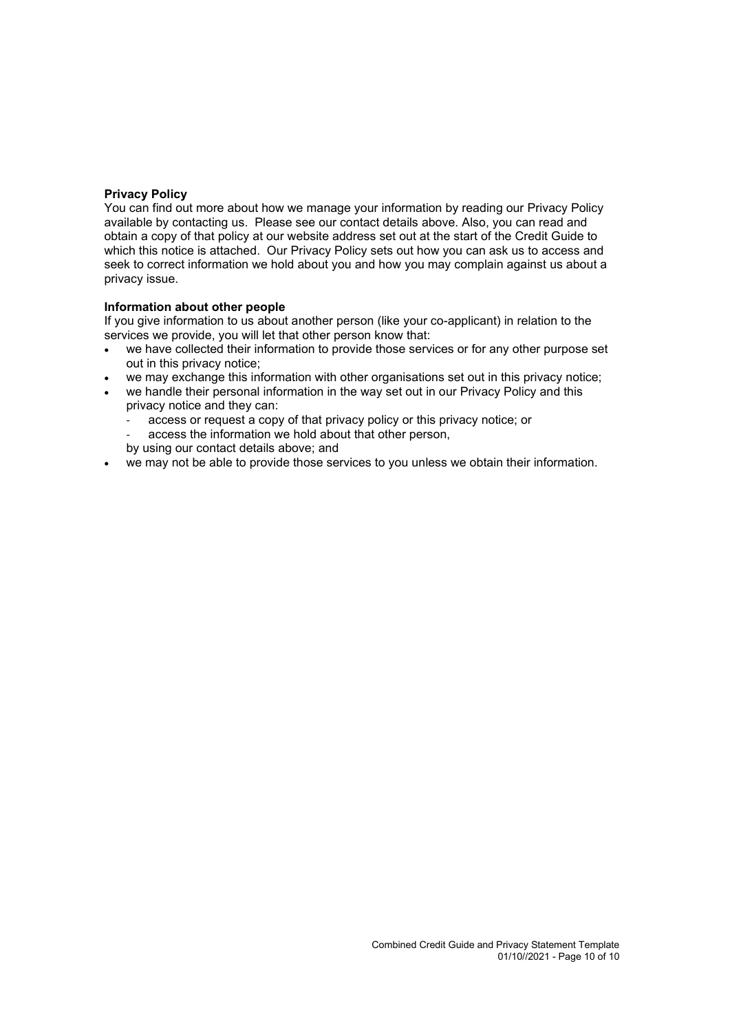**Privacy Policy**

You can find out more about how we manage your information by reading our Privacy Policy available by contacting us. Please see our contact details above. Also, you can read and obtain a copy of that policy at our website address set out at the start of the Credit Guide to which this notice is attached. Our Privacy Policy sets out how you can ask us to access and seek to correct information we hold about you and how you may complain against us about a privacy issue.

**Information about other people**

If you give information to us about another person (like your co-applicant) in relation to the services we provide, you will let that other person know that:

- we have collected their information to provide those services or for any other purpose set out in this privacy notice;
- we may exchange this information with other organisations set out in this privacy notice;
- we handle their personal information in the way set out in our Privacy Policy and this privacy notice and they can:
  - access or request a copy of that privacy policy or this privacy notice; or
  - access the information we hold about that other person,

  by using our contact details above; and
- we may not be able to provide those services to you unless we obtain their information.